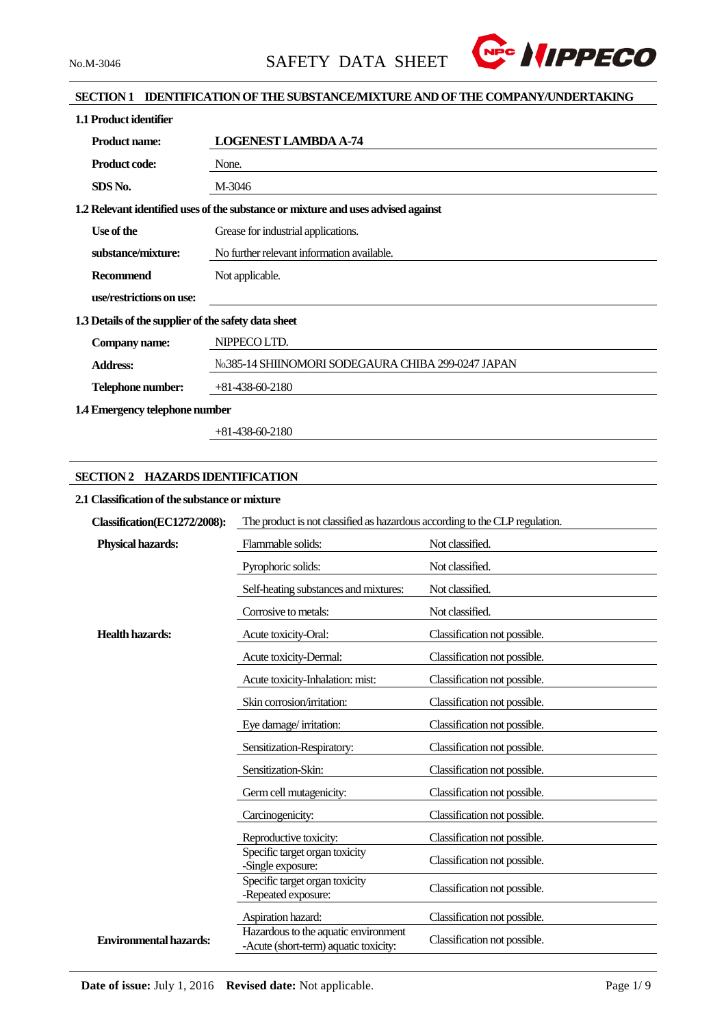No.M-3046

# SAFETY DATA SHEET

## SECTION 1 IDENTIFICATION OF THE SUBSTANCE/MIXTURE AND OF THE COMPANY/UNDERTAKING

### 1.1 Product identifier

| | |
|---|---|
| **Product name:** | **LOGENEST LAMBDA A-74** |
| **Product code:** | None. |
| **SDS No.** | M-3046 |

### 1.2 Relevant identified uses of the substance or mixture and uses advised against

| | |
|---|---|
| **Use of the substance/mixture:** | Grease for industrial applications.<br>No further relevant information available. |
| **Recommend use/restrictions on use:** | Not applicable. |

### 1.3 Details of the supplier of the safety data sheet

| | |
|---|---|
| **Company name:** | NIPPECO LTD. |
| **Address:** | №385-14 SHIINOMORI SODEGAURA CHIBA 299-0247 JAPAN |
| **Telephone number:** | +81-438-60-2180 |

### 1.4 Emergency telephone number

+81-438-60-2180

## SECTION 2 HAZARDS IDENTIFICATION

### 2.1 Classification of the substance or mixture

| | | |
|---|---|---|
| **Classification(EC1272/2008):** | The product is not classified as hazardous according to the CLP regulation. | |
| **Physical hazards:** | Flammable solids: | Not classified. |
| | Pyrophoric solids: | Not classified. |
| | Self-heating substances and mixtures: | Not classified. |
| | Corrosive to metals: | Not classified. |
| **Health hazards:** | Acute toxicity-Oral: | Classification not possible. |
| | Acute toxicity-Dermal: | Classification not possible. |
| | Acute toxicity-Inhalation: mist: | Classification not possible. |
| | Skin corrosion/irritation: | Classification not possible. |
| | Eye damage/ irritation: | Classification not possible. |
| | Sensitization-Respiratory: | Classification not possible. |
| | Sensitization-Skin: | Classification not possible. |
| | Germ cell mutagenicity: | Classification not possible. |
| | Carcinogenicity: | Classification not possible. |
| | Reproductive toxicity: | Classification not possible. |
| | Specific target organ toxicity -Single exposure: | Classification not possible. |
| | Specific target organ toxicity -Repeated exposure: | Classification not possible. |
| | Aspiration hazard: | Classification not possible. |
| **Environmental hazards:** | Hazardous to the aquatic environment -Acute (short-term) aquatic toxicity: | Classification not possible. |

**Date of issue:** July 1, 2016 **Revised date:** Not applicable.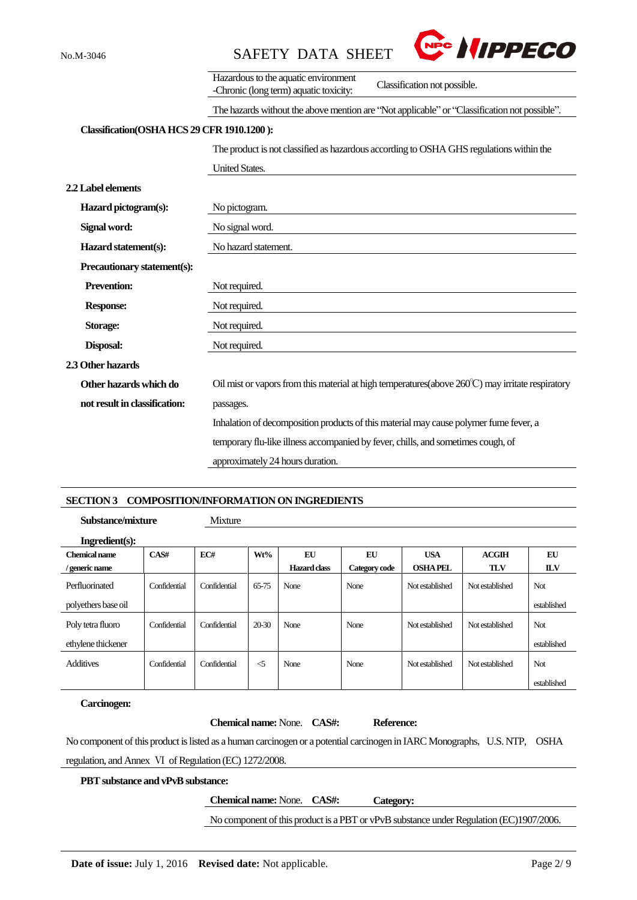| | |
|---|---|
| Hazardous to the aquatic environment -Chronic (long term) aquatic toxicity: | Classification not possible. |

The hazards without the above mention are "Not applicable" or "Classification not possible".

**Classification(OSHA HCS 29 CFR 1910.1200 ):**

The product is not classified as hazardous according to OSHA GHS regulations within the United States.

**2.2 Label elements**

**Hazard pictogram(s):** No pictogram.

**Signal word:** No signal word.

**Hazard statement(s):** No hazard statement.

**Precautionary statement(s):**

**Prevention:** Not required.

**Response:** Not required.

**Storage:** Not required.

**Disposal:** Not required.

**2.3 Other hazards**

**Other hazards which do not result in classification:** Oil mist or vapors from this material at high temperatures(above 260℃) may irritate respiratory passages.

Inhalation of decomposition products of this material may cause polymer fume fever, a temporary flu-like illness accompanied by fever, chills, and sometimes cough, of approximately 24 hours duration.

## SECTION 3 COMPOSITION/INFORMATION ON INGREDIENTS

**Substance/mixture** Mixture

**Ingredient(s):**

| Chemical name / generic name | CAS# | EC# | Wt% | EU Hazard class | EU Category code | USA OSHA PEL | ACGIH TLV | EU ILV |
|---|---|---|---|---|---|---|---|---|
| Perfluorinated polyethers base oil | Confidential | Confidential | 65-75 | None | None | Not established | Not established | Not established |
| Poly tetra fluoro ethylene thickener | Confidential | Confidential | 20-30 | None | None | Not established | Not established | Not established |
| Additives | Confidential | Confidential | <5 | None | None | Not established | Not established | Not established |

**Carcinogen:**

**Chemical name:** None. **CAS#:** **Reference:**

No component of this product is listed as a human carcinogen or a potential carcinogen in IARC Monographs, U.S. NTP, OSHA regulation, and Annex Ⅵ of Regulation (EC) 1272/2008.

**PBT substance and vPvB substance:**

**Chemical name:** None. **CAS#:** **Category:**

No component of this product is a PBT or vPvB substance under Regulation (EC)1907/2006.

**Date of issue:** July 1, 2016 **Revised date:** Not applicable.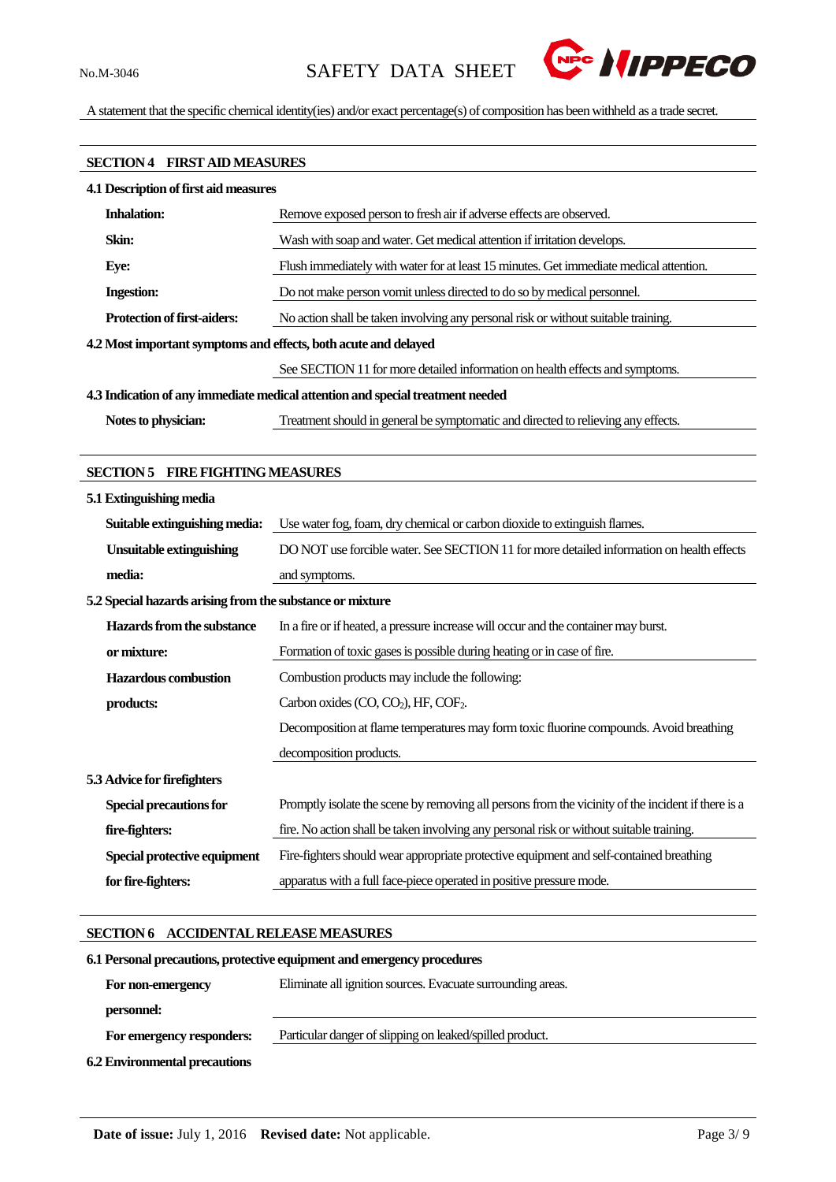A statement that the specific chemical identity(ies) and/or exact percentage(s) of composition has been withheld as a trade secret.

## SECTION 4　FIRST AID MEASURES

### 4.1 Description of first aid measures

| | |
|---|---|
| **Inhalation:** | Remove exposed person to fresh air if adverse effects are observed. |
| **Skin:** | Wash with soap and water. Get medical attention if irritation develops. |
| **Eye:** | Flush immediately with water for at least 15 minutes. Get immediate medical attention. |
| **Ingestion:** | Do not make person vomit unless directed to do so by medical personnel. |
| **Protection of first-aiders:** | No action shall be taken involving any personal risk or without suitable training. |

### 4.2 Most important symptoms and effects, both acute and delayed

See SECTION 11 for more detailed information on health effects and symptoms.

### 4.3 Indication of any immediate medical attention and special treatment needed

| | |
|---|---|
| **Notes to physician:** | Treatment should in general be symptomatic and directed to relieving any effects. |

## SECTION 5　FIRE FIGHTING MEASURES

### 5.1 Extinguishing media

| | |
|---|---|
| **Suitable extinguishing media:** | Use water fog, foam, dry chemical or carbon dioxide to extinguish flames. |
| **Unsuitable extinguishing media:** | DO NOT use forcible water. See SECTION 11 for more detailed information on health effects and symptoms. |

### 5.2 Special hazards arising from the substance or mixture

| | |
|---|---|
| **Hazards from the substance or mixture:** | In a fire or if heated, a pressure increase will occur and the container may burst. Formation of toxic gases is possible during heating or in case of fire. |
| **Hazardous combustion products:** | Combustion products may include the following: Carbon oxides (CO, $CO_2$), HF, $COF_2$. Decomposition at flame temperatures may form toxic fluorine compounds. Avoid breathing decomposition products. |

### 5.3 Advice for firefighters

| | |
|---|---|
| **Special precautions for fire-fighters:** | Promptly isolate the scene by removing all persons from the vicinity of the incident if there is a fire. No action shall be taken involving any personal risk or without suitable training. |
| **Special protective equipment for fire-fighters:** | Fire-fighters should wear appropriate protective equipment and self-contained breathing apparatus with a full face-piece operated in positive pressure mode. |

## SECTION 6　ACCIDENTAL RELEASE MEASURES

### 6.1 Personal precautions, protective equipment and emergency procedures

| | |
|---|---|
| **For non-emergency personnel:** | Eliminate all ignition sources. Evacuate surrounding areas. |
| **For emergency responders:** | Particular danger of slipping on leaked/spilled product. |

### 6.2 Environmental precautions

**Date of issue:** July 1, 2016　**Revised date:** Not applicable.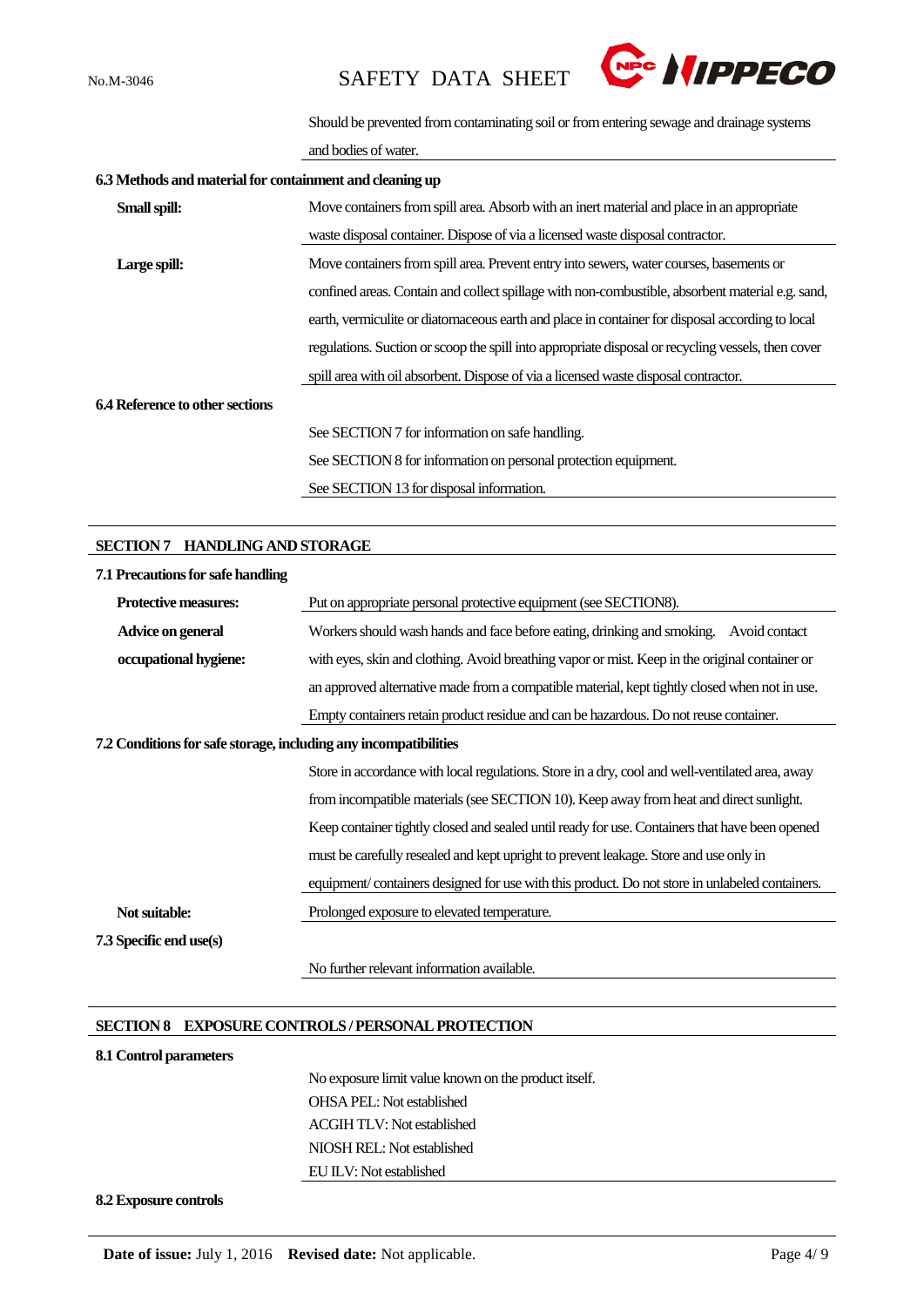Should be prevented from contaminating soil or from entering sewage and drainage systems and bodies of water.

**6.3 Methods and material for containment and cleaning up**

**Small spill:** Move containers from spill area. Absorb with an inert material and place in an appropriate waste disposal container. Dispose of via a licensed waste disposal contractor.

**Large spill:** Move containers from spill area. Prevent entry into sewers, water courses, basements or confined areas. Contain and collect spillage with non-combustible, absorbent material e.g. sand, earth, vermiculite or diatomaceous earth and place in container for disposal according to local regulations. Suction or scoop the spill into appropriate disposal or recycling vessels, then cover spill area with oil absorbent. Dispose of via a licensed waste disposal contractor.

**6.4 Reference to other sections**

See SECTION 7 for information on safe handling.
See SECTION 8 for information on personal protection equipment.
See SECTION 13 for disposal information.

## SECTION 7 HANDLING AND STORAGE

**7.1 Precautions for safe handling**

**Protective measures:** Put on appropriate personal protective equipment (see SECTION8).

**Advice on general occupational hygiene:** Workers should wash hands and face before eating, drinking and smoking. Avoid contact with eyes, skin and clothing. Avoid breathing vapor or mist. Keep in the original container or an approved alternative made from a compatible material, kept tightly closed when not in use. Empty containers retain product residue and can be hazardous. Do not reuse container.

**7.2 Conditions for safe storage, including any incompatibilities**

Store in accordance with local regulations. Store in a dry, cool and well-ventilated area, away from incompatible materials (see SECTION 10). Keep away from heat and direct sunlight. Keep container tightly closed and sealed until ready for use. Containers that have been opened must be carefully resealed and kept upright to prevent leakage. Store and use only in equipment/ containers designed for use with this product. Do not store in unlabeled containers.

**Not suitable:** Prolonged exposure to elevated temperature.

**7.3 Specific end use(s)**

No further relevant information available.

## SECTION 8 EXPOSURE CONTROLS / PERSONAL PROTECTION

**8.1 Control parameters**

No exposure limit value known on the product itself.
OHSA PEL: Not established
ACGIH TLV: Not established
NIOSH REL: Not established
EU ILV: Not established

**8.2 Exposure controls**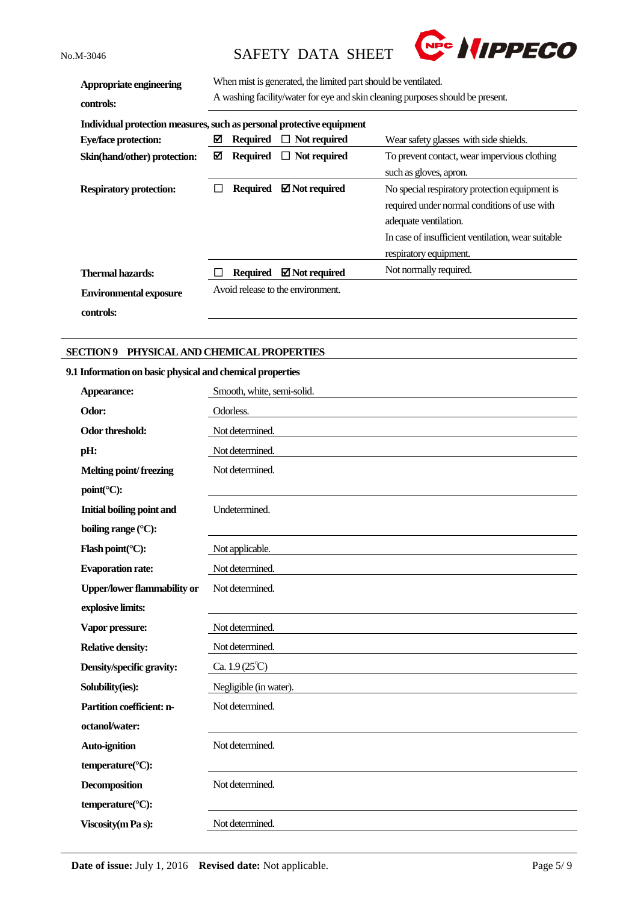| | | | |
|---|---|---|---|
| **Appropriate engineering controls:** | When mist is generated, the limited part should be ventilated. A washing facility/water for eye and skin cleaning purposes should be present. | | |

**Individual protection measures, such as personal protective equipment**

| | | | |
|---|---|---|---|
| **Eye/face protection:** | ☑ **Required** | ☐ **Not required** | Wear safety glasses with side shields. |
| **Skin(hand/other) protection:** | ☑ **Required** | ☐ **Not required** | To prevent contact, wear impervious clothing such as gloves, apron. |
| **Respiratory protection:** | ☐ **Required** | ☑ **Not required** | No special respiratory protection equipment is required under normal conditions of use with adequate ventilation. In case of insufficient ventilation, wear suitable respiratory equipment. |
| **Thermal hazards:** | ☐ **Required** | ☑ **Not required** | Not normally required. |
| **Environmental exposure controls:** | Avoid release to the environment. | | |

## SECTION 9 PHYSICAL AND CHEMICAL PROPERTIES

### 9.1 Information on basic physical and chemical properties

| | |
|---|---|
| **Appearance:** | Smooth, white, semi-solid. |
| **Odor:** | Odorless. |
| **Odor threshold:** | Not determined. |
| **pH:** | Not determined. |
| **Melting point/ freezing point(°C):** | Not determined. |
| **Initial boiling point and boiling range (°C):** | Undetermined. |
| **Flash point(°C):** | Not applicable. |
| **Evaporation rate:** | Not determined. |
| **Upper/lower flammability or explosive limits:** | Not determined. |
| **Vapor pressure:** | Not determined. |
| **Relative density:** | Not determined. |
| **Density/specific gravity:** | Ca. 1.9 (25℃) |
| **Solubility(ies):** | Negligible (in water). |
| **Partition coefficient: n-octanol/water:** | Not determined. |
| **Auto-ignition temperature(°C):** | Not determined. |
| **Decomposition temperature(°C):** | Not determined. |
| **Viscosity(m Pa s):** | Not determined. |

**Date of issue:** July 1, 2016 **Revised date:** Not applicable.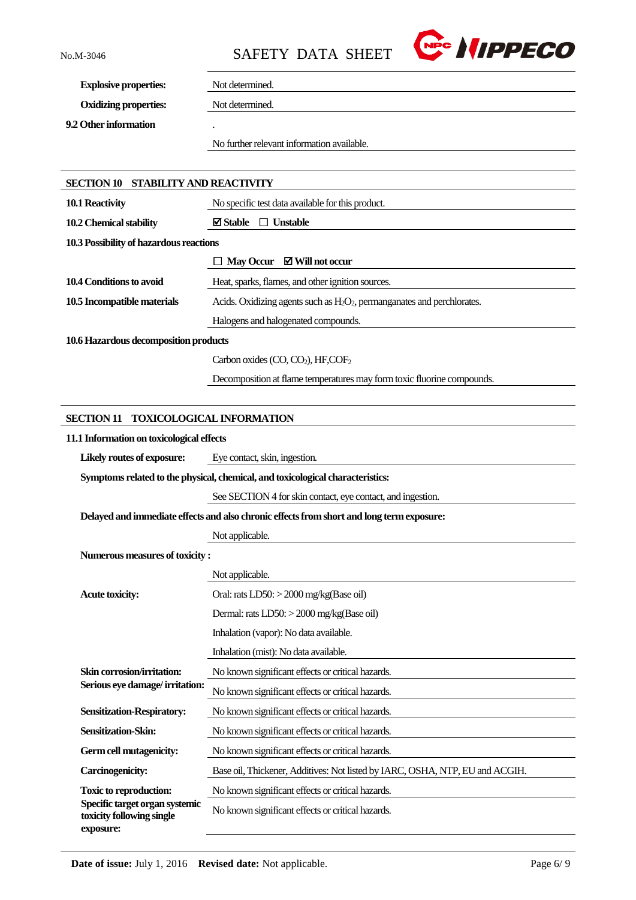| | |
|---|---|
| **Explosive properties:** | Not determined. |
| **Oxidizing properties:** | Not determined. |

**9.2 Other information**

.

No further relevant information available.

## SECTION 10 STABILITY AND REACTIVITY

| | |
|---|---|
| **10.1 Reactivity** | No specific test data available for this product. |
| **10.2 Chemical stability** | ☑ **Stable** ☐ **Unstable** |

**10.3 Possibility of hazardous reactions**

☐ **May Occur** ☑ **Will not occur**

| | |
|---|---|
| **10.4 Conditions to avoid** | Heat, sparks, flames, and other ignition sources. |
| **10.5 Incompatible materials** | Acids. Oxidizing agents such as $H_2O_2$, permanganates and perchlorates. |
| | Halogens and halogenated compounds. |

**10.6 Hazardous decomposition products**

Carbon oxides (CO, $CO_2$), HF,$COF_2$

Decomposition at flame temperatures may form toxic fluorine compounds.

## SECTION 11 TOXICOLOGICAL INFORMATION

**11.1 Information on toxicological effects**

**Likely routes of exposure:** Eye contact, skin, ingestion.

**Symptoms related to the physical, chemical, and toxicological characteristics:**

See SECTION 4 for skin contact, eye contact, and ingestion.

**Delayed and immediate effects and also chronic effects from short and long term exposure:**

Not applicable.

**Numerous measures of toxicity :**

Not applicable.

| | |
|---|---|
| **Acute toxicity:** | Oral: rats LD50: > 2000 mg/kg(Base oil) |
| | Dermal: rats LD50: > 2000 mg/kg(Base oil) |
| | Inhalation (vapor): No data available. |
| | Inhalation (mist): No data available. |
| **Skin corrosion/irritation:** | No known significant effects or critical hazards. |
| **Serious eye damage/ irritation:** | No known significant effects or critical hazards. |
| **Sensitization-Respiratory:** | No known significant effects or critical hazards. |
| **Sensitization-Skin:** | No known significant effects or critical hazards. |
| **Germ cell mutagenicity:** | No known significant effects or critical hazards. |
| **Carcinogenicity:** | Base oil, Thickener, Additives: Not listed by IARC, OSHA, NTP, EU and ACGIH. |
| **Toxic to reproduction:** | No known significant effects or critical hazards. |
| **Specific target organ systemic toxicity following single exposure:** | No known significant effects or critical hazards. |

**Date of issue:** July 1, 2016 **Revised date:** Not applicable.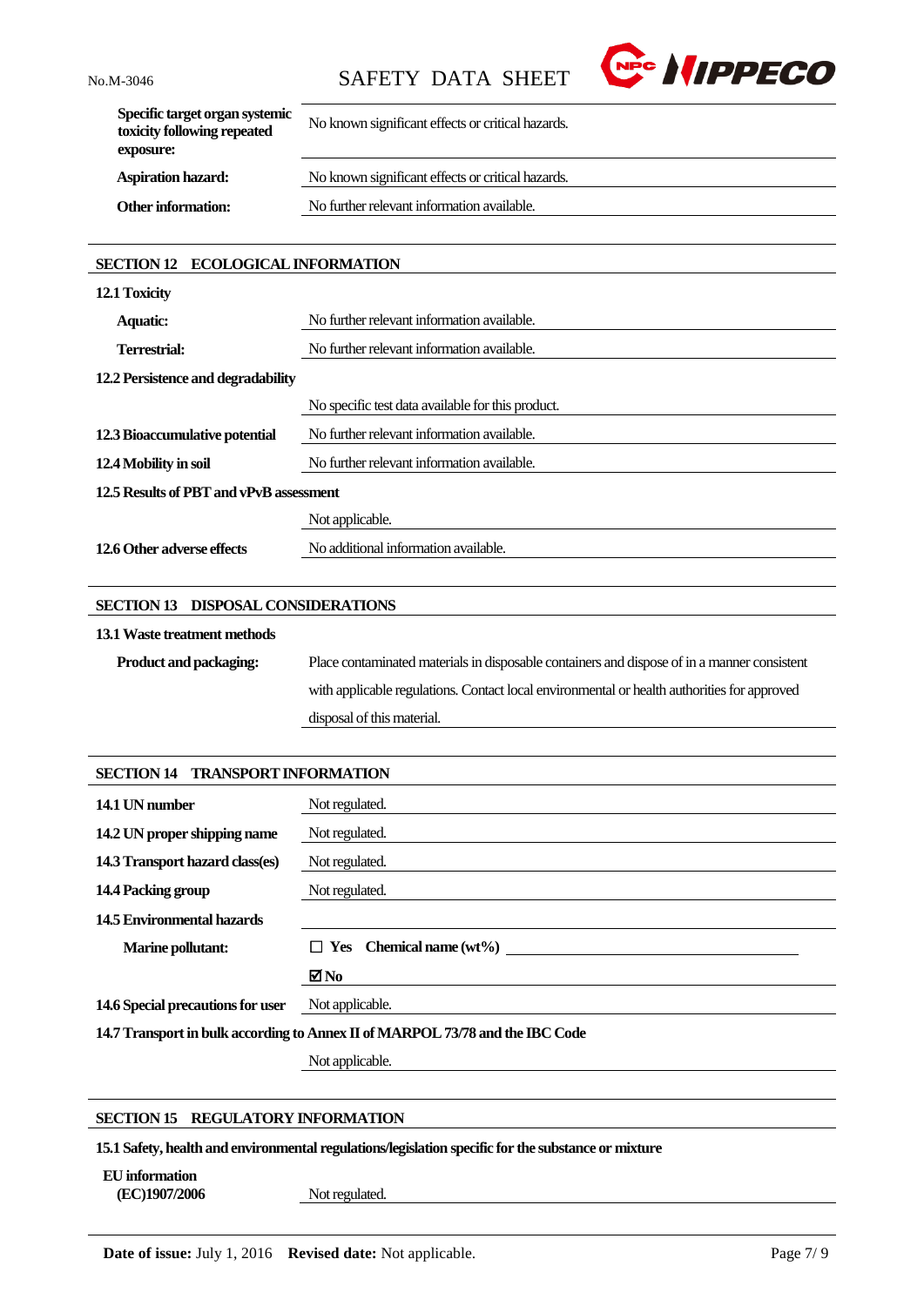| | |
|---|---|
| **Specific target organ systemic toxicity following repeated exposure:** | No known significant effects or critical hazards. |
| **Aspiration hazard:** | No known significant effects or critical hazards. |
| **Other information:** | No further relevant information available. |

## SECTION 12 ECOLOGICAL INFORMATION

**12.1 Toxicity**

| | |
|---|---|
| **Aquatic:** | No further relevant information available. |
| **Terrestrial:** | No further relevant information available. |

**12.2 Persistence and degradability**

No specific test data available for this product.

| | |
|---|---|
| **12.3 Bioaccumulative potential** | No further relevant information available. |
| **12.4 Mobility in soil** | No further relevant information available. |

**12.5 Results of PBT and vPvB assessment**

Not applicable.

| | |
|---|---|
| **12.6 Other adverse effects** | No additional information available. |

## SECTION 13 DISPOSAL CONSIDERATIONS

**13.1 Waste treatment methods**

| | |
|---|---|
| **Product and packaging:** | Place contaminated materials in disposable containers and dispose of in a manner consistent with applicable regulations. Contact local environmental or health authorities for approved disposal of this material. |

## SECTION 14 TRANSPORT INFORMATION

| | |
|---|---|
| **14.1 UN number** | Not regulated. |
| **14.2 UN proper shipping name** | Not regulated. |
| **14.3 Transport hazard class(es)** | Not regulated. |
| **14.4 Packing group** | Not regulated. |

**14.5 Environmental hazards**

| | |
|---|---|
| **Marine pollutant:** | ☐ **Yes** **Chemical name (wt%)** |
| | ☑ **No** |

| | |
|---|---|
| **14.6 Special precautions for user** | Not applicable. |

**14.7 Transport in bulk according to Annex II of MARPOL 73/78 and the IBC Code**

Not applicable.

## SECTION 15 REGULATORY INFORMATION

**15.1 Safety, health and environmental regulations/legislation specific for the substance or mixture**

| | |
|---|---|
| **EU information (EC)1907/2006** | Not regulated. |

**Date of issue:** July 1, 2016 **Revised date:** Not applicable.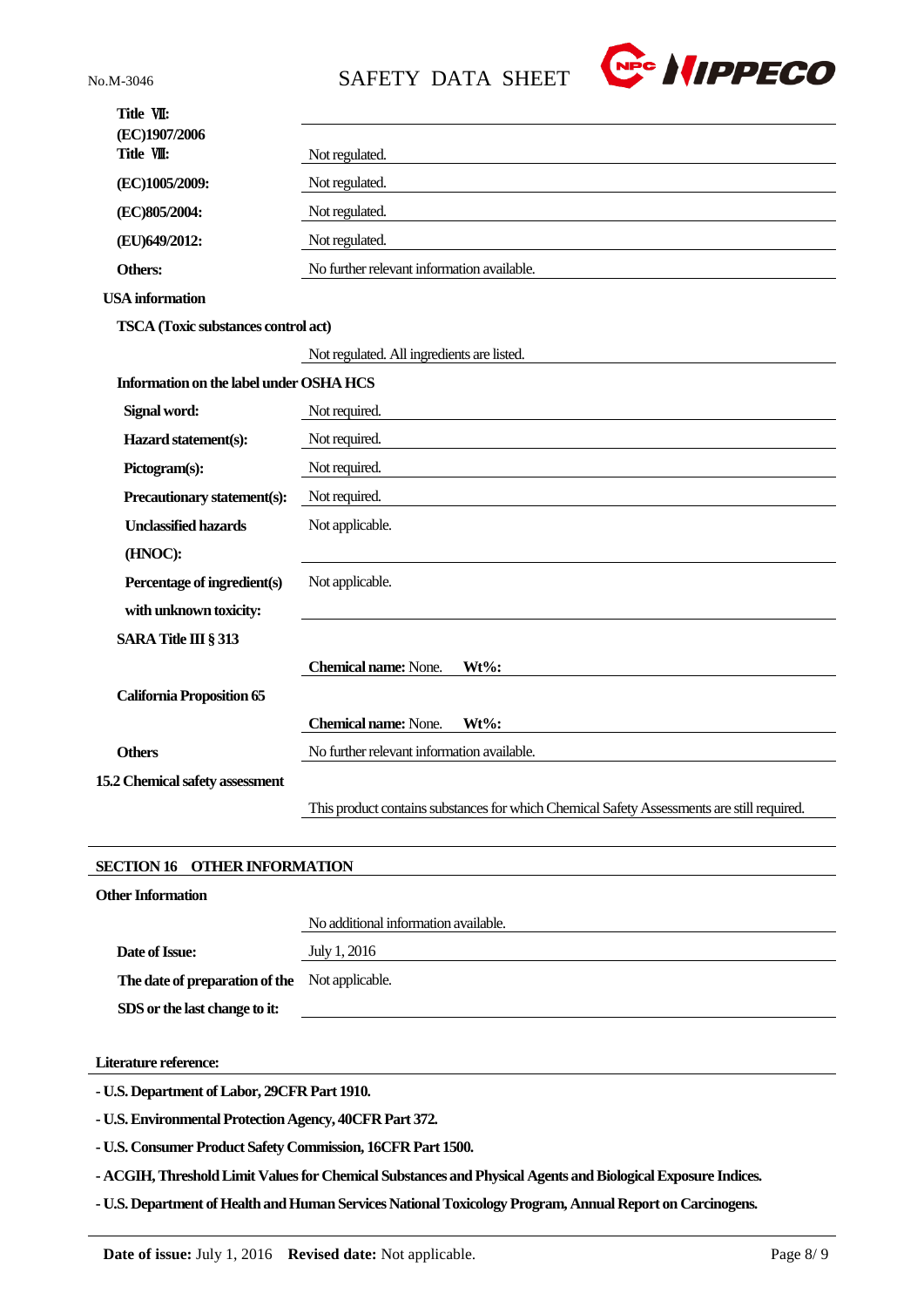| | |
|---|---|
| **Title Ⅶ: (EC)1907/2006 Title Ⅷ:** | Not regulated. |
| **(EC)1005/2009:** | Not regulated. |
| **(EC)805/2004:** | Not regulated. |
| **(EU)649/2012:** | Not regulated. |
| **Others:** | No further relevant information available. |

**USA information**

**TSCA (Toxic substances control act)**

Not regulated. All ingredients are listed.

**Information on the label under OSHA HCS**

| | |
|---|---|
| **Signal word:** | Not required. |
| **Hazard statement(s):** | Not required. |
| **Pictogram(s):** | Not required. |
| **Precautionary statement(s):** | Not required. |
| **Unclassified hazards (HNOC):** | Not applicable. |
| **Percentage of ingredient(s) with unknown toxicity:** | Not applicable. |

**SARA Title III § 313**

**Chemical name:** None. **Wt%:**

**California Proposition 65**

**Chemical name:** None. **Wt%:**

| | |
|---|---|
| **Others** | No further relevant information available. |

**15.2 Chemical safety assessment**

This product contains substances for which Chemical Safety Assessments are still required.

## SECTION 16 OTHER INFORMATION

**Other Information**

No additional information available.

| | |
|---|---|
| **Date of Issue:** | July 1, 2016 |
| **The date of preparation of the SDS or the last change to it:** | Not applicable. |

**Literature reference:**

- **U.S. Department of Labor, 29CFR Part 1910.**
- **U.S. Environmental Protection Agency, 40CFR Part 372.**
- **U.S. Consumer Product Safety Commission, 16CFR Part 1500.**
- **ACGIH, Threshold Limit Values for Chemical Substances and Physical Agents and Biological Exposure Indices.**
- **U.S. Department of Health and Human Services National Toxicology Program, Annual Report on Carcinogens.**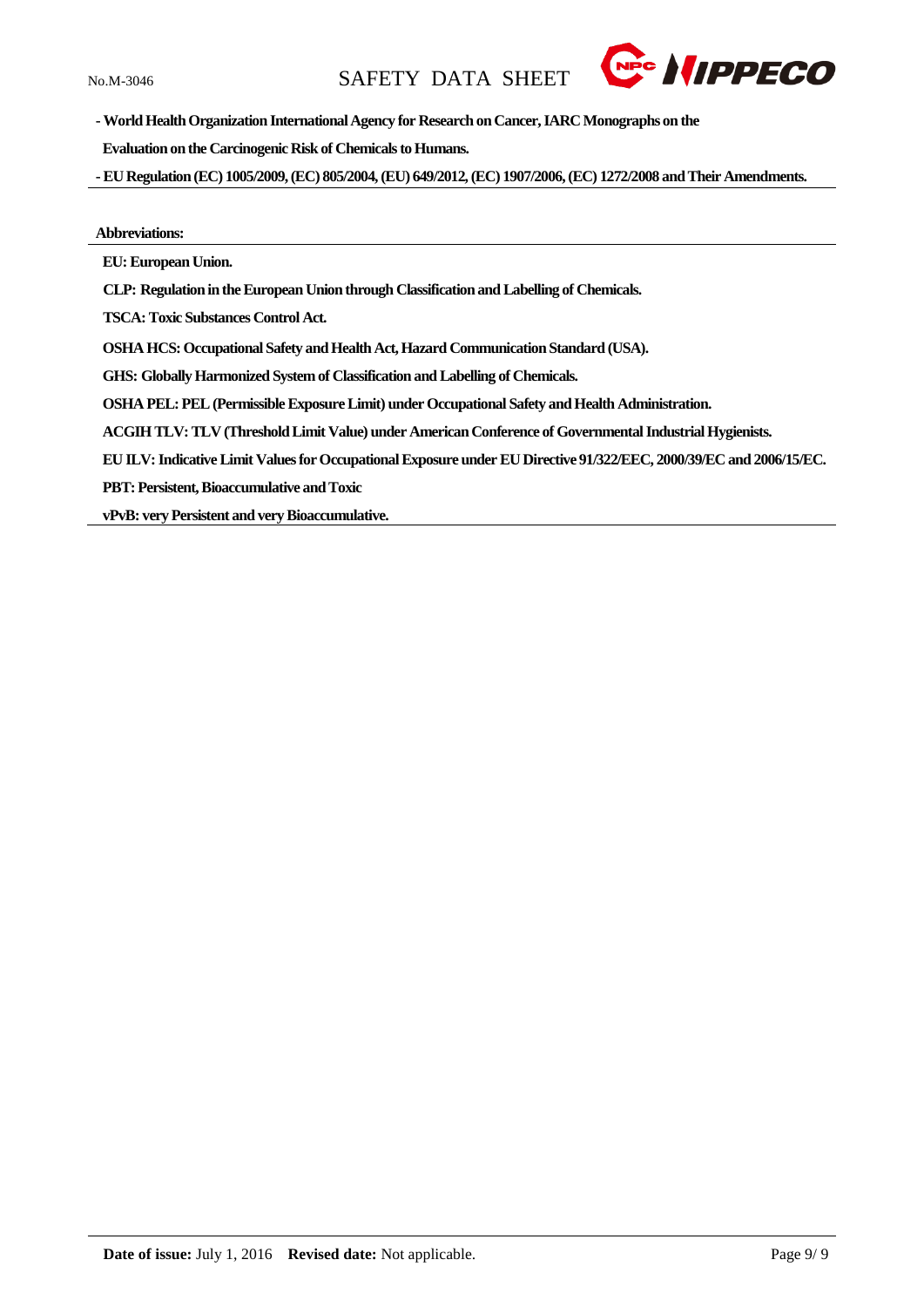**- World Health Organization International Agency for Research on Cancer, IARC Monographs on the Evaluation on the Carcinogenic Risk of Chemicals to Humans.**

**- EU Regulation (EC) 1005/2009, (EC) 805/2004, (EU) 649/2012, (EC) 1907/2006, (EC) 1272/2008 and Their Amendments.**

**Abbreviations:**

**EU: European Union.**

**CLP: Regulation in the European Union through Classification and Labelling of Chemicals.**

**TSCA: Toxic Substances Control Act.**

**OSHA HCS: Occupational Safety and Health Act, Hazard Communication Standard (USA).**

**GHS: Globally Harmonized System of Classification and Labelling of Chemicals.**

**OSHA PEL: PEL (Permissible Exposure Limit) under Occupational Safety and Health Administration.**

**ACGIH TLV: TLV (Threshold Limit Value) under American Conference of Governmental Industrial Hygienists.**

**EU ILV: Indicative Limit Values for Occupational Exposure under EU Directive 91/322/EEC, 2000/39/EC and 2006/15/EC.**

**PBT: Persistent, Bioaccumulative and Toxic**

**vPvB: very Persistent and very Bioaccumulative.**

**Date of issue:** July 1, 2016 **Revised date:** Not applicable.